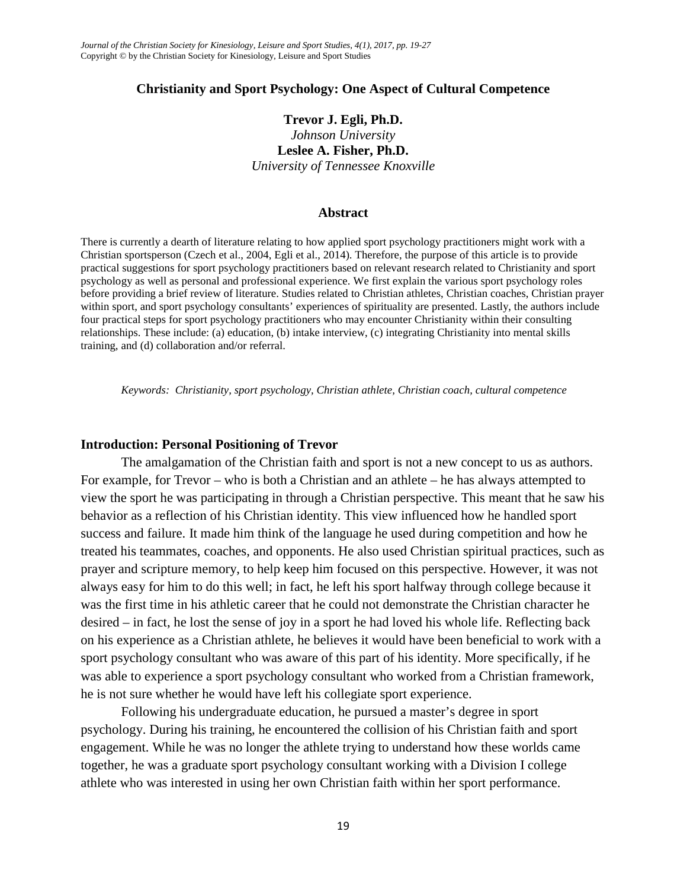# Christianity and Sport Psychology: One Aspect of Cultural Competence

**Trevor J. Egli, Ph.D.**
*Johnson University*
**Leslee A. Fisher, Ph.D.**
*University of Tennessee Knoxville*

## Abstract

There is currently a dearth of literature relating to how applied sport psychology practitioners might work with a Christian sportsperson (Czech et al., 2004, Egli et al., 2014). Therefore, the purpose of this article is to provide practical suggestions for sport psychology practitioners based on relevant research related to Christianity and sport psychology as well as personal and professional experience. We first explain the various sport psychology roles before providing a brief review of literature. Studies related to Christian athletes, Christian coaches, Christian prayer within sport, and sport psychology consultants' experiences of spirituality are presented. Lastly, the authors include four practical steps for sport psychology practitioners who may encounter Christianity within their consulting relationships. These include: (a) education, (b) intake interview, (c) integrating Christianity into mental skills training, and (d) collaboration and/or referral.

*Keywords: Christianity, sport psychology, Christian athlete, Christian coach, cultural competence*

## Introduction: Personal Positioning of Trevor

The amalgamation of the Christian faith and sport is not a new concept to us as authors. For example, for Trevor – who is both a Christian and an athlete – he has always attempted to view the sport he was participating in through a Christian perspective. This meant that he saw his behavior as a reflection of his Christian identity. This view influenced how he handled sport success and failure. It made him think of the language he used during competition and how he treated his teammates, coaches, and opponents. He also used Christian spiritual practices, such as prayer and scripture memory, to help keep him focused on this perspective. However, it was not always easy for him to do this well; in fact, he left his sport halfway through college because it was the first time in his athletic career that he could not demonstrate the Christian character he desired – in fact, he lost the sense of joy in a sport he had loved his whole life. Reflecting back on his experience as a Christian athlete, he believes it would have been beneficial to work with a sport psychology consultant who was aware of this part of his identity. More specifically, if he was able to experience a sport psychology consultant who worked from a Christian framework, he is not sure whether he would have left his collegiate sport experience.

Following his undergraduate education, he pursued a master's degree in sport psychology. During his training, he encountered the collision of his Christian faith and sport engagement. While he was no longer the athlete trying to understand how these worlds came together, he was a graduate sport psychology consultant working with a Division I college athlete who was interested in using her own Christian faith within her sport performance.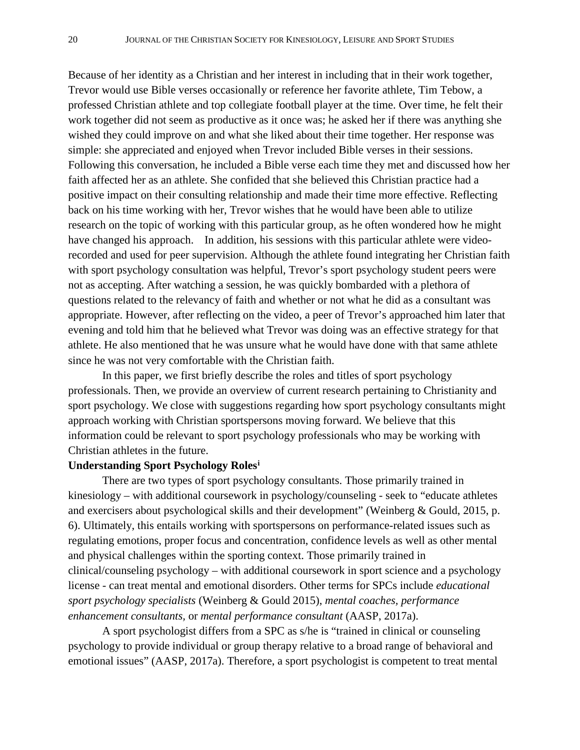Because of her identity as a Christian and her interest in including that in their work together, Trevor would use Bible verses occasionally or reference her favorite athlete, Tim Tebow, a professed Christian athlete and top collegiate football player at the time. Over time, he felt their work together did not seem as productive as it once was; he asked her if there was anything she wished they could improve on and what she liked about their time together. Her response was simple: she appreciated and enjoyed when Trevor included Bible verses in their sessions. Following this conversation, he included a Bible verse each time they met and discussed how her faith affected her as an athlete. She confided that she believed this Christian practice had a positive impact on their consulting relationship and made their time more effective. Reflecting back on his time working with her, Trevor wishes that he would have been able to utilize research on the topic of working with this particular group, as he often wondered how he might have changed his approach. In addition, his sessions with this particular athlete were video-recorded and used for peer supervision. Although the athlete found integrating her Christian faith with sport psychology consultation was helpful, Trevor's sport psychology student peers were not as accepting. After watching a session, he was quickly bombarded with a plethora of questions related to the relevancy of faith and whether or not what he did as a consultant was appropriate. However, after reflecting on the video, a peer of Trevor's approached him later that evening and told him that he believed what Trevor was doing was an effective strategy for that athlete. He also mentioned that he was unsure what he would have done with that same athlete since he was not very comfortable with the Christian faith.

In this paper, we first briefly describe the roles and titles of sport psychology professionals. Then, we provide an overview of current research pertaining to Christianity and sport psychology. We close with suggestions regarding how sport psychology consultants might approach working with Christian sportspersons moving forward. We believe that this information could be relevant to sport psychology professionals who may be working with Christian athletes in the future.

**Understanding Sport Psychology Roles[i]**

There are two types of sport psychology consultants. Those primarily trained in kinesiology – with additional coursework in psychology/counseling - seek to "educate athletes and exercisers about psychological skills and their development" (Weinberg & Gould, 2015, p. 6). Ultimately, this entails working with sportspersons on performance-related issues such as regulating emotions, proper focus and concentration, confidence levels as well as other mental and physical challenges within the sporting context. Those primarily trained in clinical/counseling psychology – with additional coursework in sport science and a psychology license - can treat mental and emotional disorders. Other terms for SPCs include *educational sport psychology specialists* (Weinberg & Gould 2015), *mental coaches, performance enhancement consultants,* or *mental performance consultant* (AASP, 2017a).

A sport psychologist differs from a SPC as s/he is "trained in clinical or counseling psychology to provide individual or group therapy relative to a broad range of behavioral and emotional issues" (AASP, 2017a). Therefore, a sport psychologist is competent to treat mental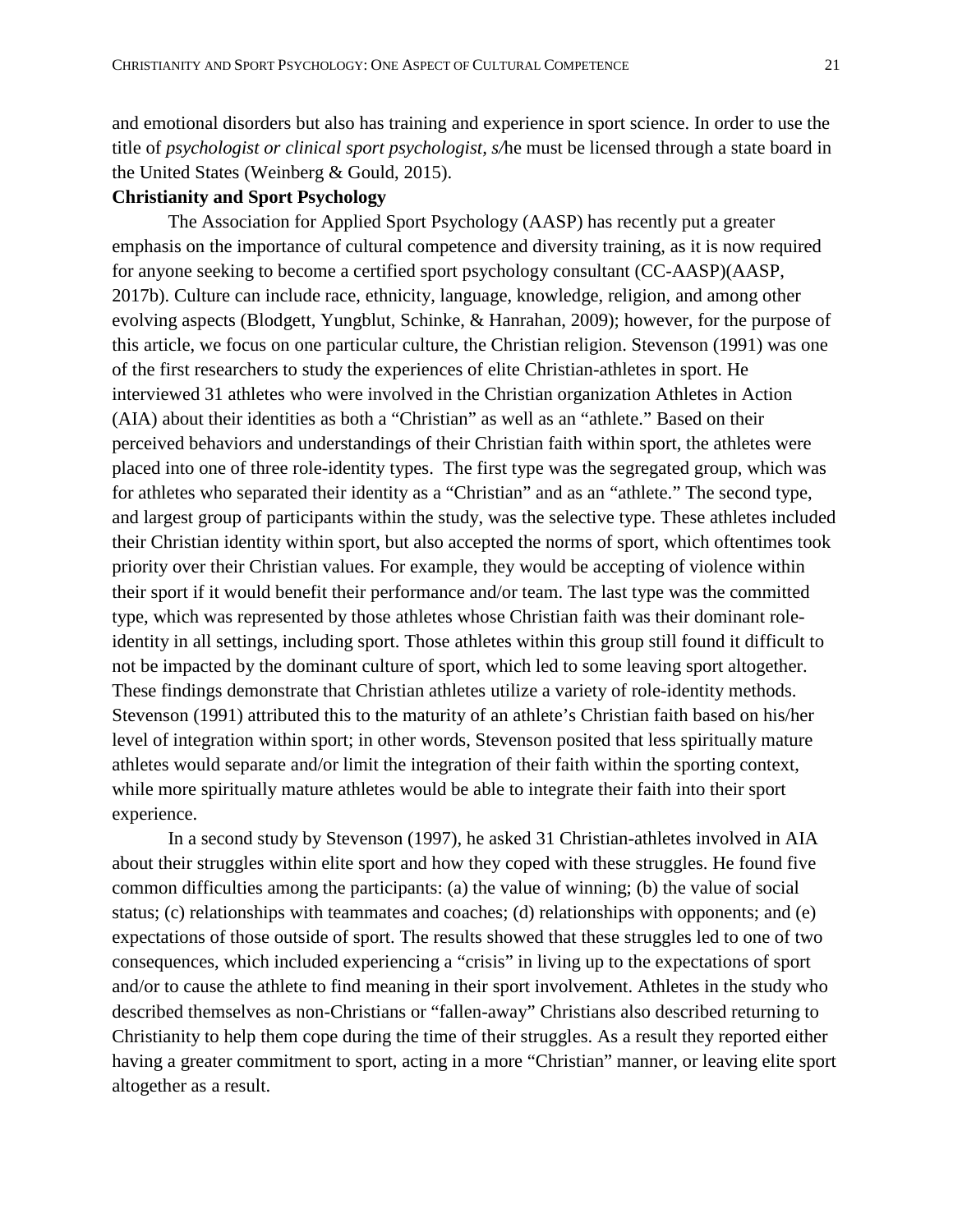and emotional disorders but also has training and experience in sport science. In order to use the title of *psychologist or clinical sport psychologist, s/*he must be licensed through a state board in the United States (Weinberg & Gould, 2015).

**Christianity and Sport Psychology**

The Association for Applied Sport Psychology (AASP) has recently put a greater emphasis on the importance of cultural competence and diversity training, as it is now required for anyone seeking to become a certified sport psychology consultant (CC-AASP)(AASP, 2017b). Culture can include race, ethnicity, language, knowledge, religion, and among other evolving aspects (Blodgett, Yungblut, Schinke, & Hanrahan, 2009); however, for the purpose of this article, we focus on one particular culture, the Christian religion. Stevenson (1991) was one of the first researchers to study the experiences of elite Christian-athletes in sport. He interviewed 31 athletes who were involved in the Christian organization Athletes in Action (AIA) about their identities as both a "Christian" as well as an "athlete." Based on their perceived behaviors and understandings of their Christian faith within sport, the athletes were placed into one of three role-identity types. The first type was the segregated group, which was for athletes who separated their identity as a "Christian" and as an "athlete." The second type, and largest group of participants within the study, was the selective type. These athletes included their Christian identity within sport, but also accepted the norms of sport, which oftentimes took priority over their Christian values. For example, they would be accepting of violence within their sport if it would benefit their performance and/or team. The last type was the committed type, which was represented by those athletes whose Christian faith was their dominant role-identity in all settings, including sport. Those athletes within this group still found it difficult to not be impacted by the dominant culture of sport, which led to some leaving sport altogether. These findings demonstrate that Christian athletes utilize a variety of role-identity methods. Stevenson (1991) attributed this to the maturity of an athlete's Christian faith based on his/her level of integration within sport; in other words, Stevenson posited that less spiritually mature athletes would separate and/or limit the integration of their faith within the sporting context, while more spiritually mature athletes would be able to integrate their faith into their sport experience.

In a second study by Stevenson (1997), he asked 31 Christian-athletes involved in AIA about their struggles within elite sport and how they coped with these struggles. He found five common difficulties among the participants: (a) the value of winning; (b) the value of social status; (c) relationships with teammates and coaches; (d) relationships with opponents; and (e) expectations of those outside of sport. The results showed that these struggles led to one of two consequences, which included experiencing a "crisis" in living up to the expectations of sport and/or to cause the athlete to find meaning in their sport involvement. Athletes in the study who described themselves as non-Christians or "fallen-away" Christians also described returning to Christianity to help them cope during the time of their struggles. As a result they reported either having a greater commitment to sport, acting in a more "Christian" manner, or leaving elite sport altogether as a result.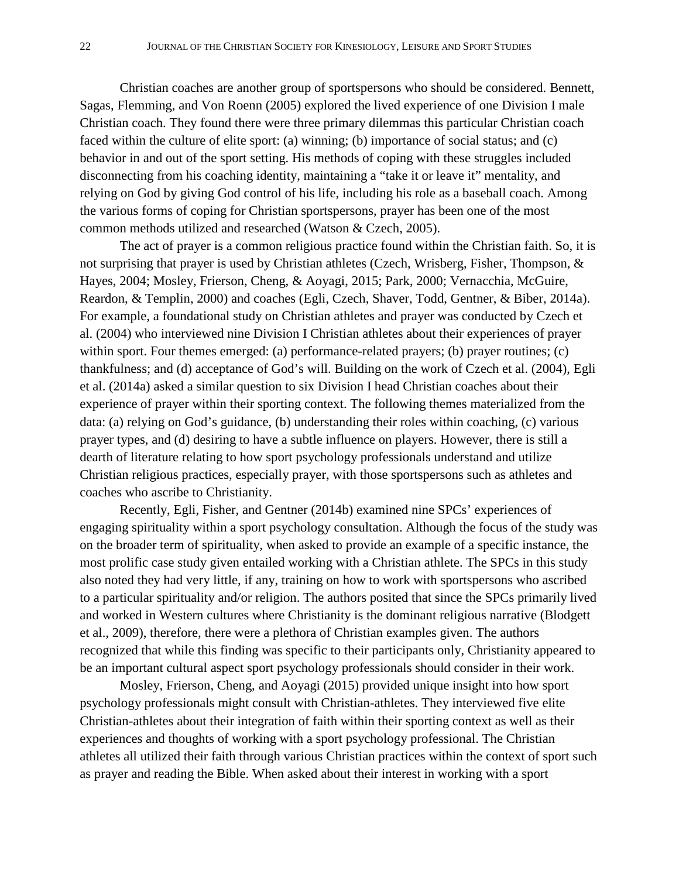Christian coaches are another group of sportspersons who should be considered. Bennett, Sagas, Flemming, and Von Roenn (2005) explored the lived experience of one Division I male Christian coach. They found there were three primary dilemmas this particular Christian coach faced within the culture of elite sport: (a) winning; (b) importance of social status; and (c) behavior in and out of the sport setting. His methods of coping with these struggles included disconnecting from his coaching identity, maintaining a "take it or leave it" mentality, and relying on God by giving God control of his life, including his role as a baseball coach. Among the various forms of coping for Christian sportspersons, prayer has been one of the most common methods utilized and researched (Watson & Czech, 2005).

The act of prayer is a common religious practice found within the Christian faith. So, it is not surprising that prayer is used by Christian athletes (Czech, Wrisberg, Fisher, Thompson, & Hayes, 2004; Mosley, Frierson, Cheng, & Aoyagi, 2015; Park, 2000; Vernacchia, McGuire, Reardon, & Templin, 2000) and coaches (Egli, Czech, Shaver, Todd, Gentner, & Biber, 2014a). For example, a foundational study on Christian athletes and prayer was conducted by Czech et al. (2004) who interviewed nine Division I Christian athletes about their experiences of prayer within sport. Four themes emerged: (a) performance-related prayers; (b) prayer routines; (c) thankfulness; and (d) acceptance of God's will. Building on the work of Czech et al. (2004), Egli et al. (2014a) asked a similar question to six Division I head Christian coaches about their experience of prayer within their sporting context. The following themes materialized from the data: (a) relying on God's guidance, (b) understanding their roles within coaching, (c) various prayer types, and (d) desiring to have a subtle influence on players. However, there is still a dearth of literature relating to how sport psychology professionals understand and utilize Christian religious practices, especially prayer, with those sportspersons such as athletes and coaches who ascribe to Christianity.

Recently, Egli, Fisher, and Gentner (2014b) examined nine SPCs' experiences of engaging spirituality within a sport psychology consultation. Although the focus of the study was on the broader term of spirituality, when asked to provide an example of a specific instance, the most prolific case study given entailed working with a Christian athlete. The SPCs in this study also noted they had very little, if any, training on how to work with sportspersons who ascribed to a particular spirituality and/or religion. The authors posited that since the SPCs primarily lived and worked in Western cultures where Christianity is the dominant religious narrative (Blodgett et al., 2009), therefore, there were a plethora of Christian examples given. The authors recognized that while this finding was specific to their participants only, Christianity appeared to be an important cultural aspect sport psychology professionals should consider in their work.

Mosley, Frierson, Cheng, and Aoyagi (2015) provided unique insight into how sport psychology professionals might consult with Christian-athletes. They interviewed five elite Christian-athletes about their integration of faith within their sporting context as well as their experiences and thoughts of working with a sport psychology professional. The Christian athletes all utilized their faith through various Christian practices within the context of sport such as prayer and reading the Bible. When asked about their interest in working with a sport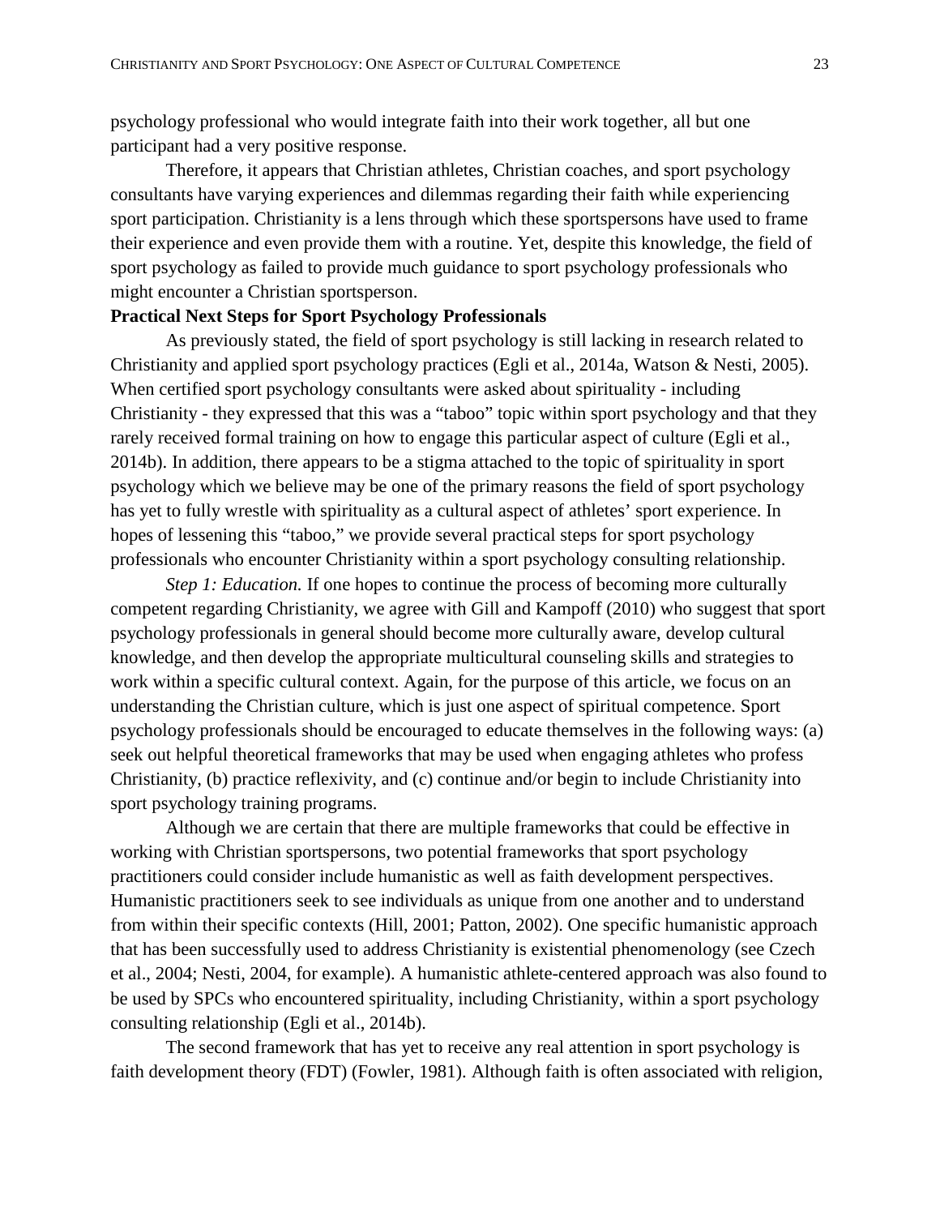psychology professional who would integrate faith into their work together, all but one participant had a very positive response.

Therefore, it appears that Christian athletes, Christian coaches, and sport psychology consultants have varying experiences and dilemmas regarding their faith while experiencing sport participation. Christianity is a lens through which these sportspersons have used to frame their experience and even provide them with a routine. Yet, despite this knowledge, the field of sport psychology as failed to provide much guidance to sport psychology professionals who might encounter a Christian sportsperson.

**Practical Next Steps for Sport Psychology Professionals**

As previously stated, the field of sport psychology is still lacking in research related to Christianity and applied sport psychology practices (Egli et al., 2014a, Watson & Nesti, 2005). When certified sport psychology consultants were asked about spirituality - including Christianity - they expressed that this was a "taboo" topic within sport psychology and that they rarely received formal training on how to engage this particular aspect of culture (Egli et al., 2014b). In addition, there appears to be a stigma attached to the topic of spirituality in sport psychology which we believe may be one of the primary reasons the field of sport psychology has yet to fully wrestle with spirituality as a cultural aspect of athletes' sport experience. In hopes of lessening this "taboo," we provide several practical steps for sport psychology professionals who encounter Christianity within a sport psychology consulting relationship.

*Step 1: Education.* If one hopes to continue the process of becoming more culturally competent regarding Christianity, we agree with Gill and Kampoff (2010) who suggest that sport psychology professionals in general should become more culturally aware, develop cultural knowledge, and then develop the appropriate multicultural counseling skills and strategies to work within a specific cultural context. Again, for the purpose of this article, we focus on an understanding the Christian culture, which is just one aspect of spiritual competence. Sport psychology professionals should be encouraged to educate themselves in the following ways: (a) seek out helpful theoretical frameworks that may be used when engaging athletes who profess Christianity, (b) practice reflexivity, and (c) continue and/or begin to include Christianity into sport psychology training programs.

Although we are certain that there are multiple frameworks that could be effective in working with Christian sportspersons, two potential frameworks that sport psychology practitioners could consider include humanistic as well as faith development perspectives. Humanistic practitioners seek to see individuals as unique from one another and to understand from within their specific contexts (Hill, 2001; Patton, 2002). One specific humanistic approach that has been successfully used to address Christianity is existential phenomenology (see Czech et al., 2004; Nesti, 2004, for example). A humanistic athlete-centered approach was also found to be used by SPCs who encountered spirituality, including Christianity, within a sport psychology consulting relationship (Egli et al., 2014b).

The second framework that has yet to receive any real attention in sport psychology is faith development theory (FDT) (Fowler, 1981). Although faith is often associated with religion,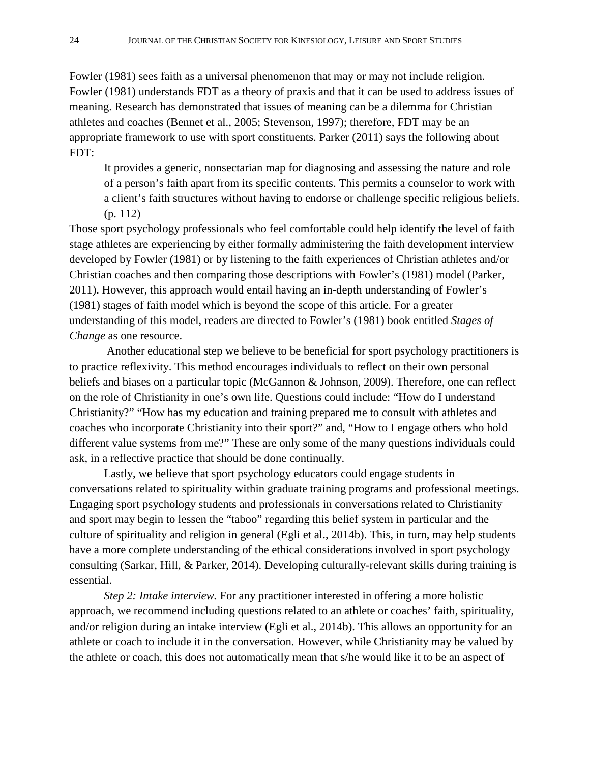Fowler (1981) sees faith as a universal phenomenon that may or may not include religion. Fowler (1981) understands FDT as a theory of praxis and that it can be used to address issues of meaning. Research has demonstrated that issues of meaning can be a dilemma for Christian athletes and coaches (Bennet et al., 2005; Stevenson, 1997); therefore, FDT may be an appropriate framework to use with sport constituents. Parker (2011) says the following about FDT:

> It provides a generic, nonsectarian map for diagnosing and assessing the nature and role of a person's faith apart from its specific contents. This permits a counselor to work with a client's faith structures without having to endorse or challenge specific religious beliefs. (p. 112)

Those sport psychology professionals who feel comfortable could help identify the level of faith stage athletes are experiencing by either formally administering the faith development interview developed by Fowler (1981) or by listening to the faith experiences of Christian athletes and/or Christian coaches and then comparing those descriptions with Fowler's (1981) model (Parker, 2011). However, this approach would entail having an in-depth understanding of Fowler's (1981) stages of faith model which is beyond the scope of this article. For a greater understanding of this model, readers are directed to Fowler's (1981) book entitled *Stages of Change* as one resource.

Another educational step we believe to be beneficial for sport psychology practitioners is to practice reflexivity. This method encourages individuals to reflect on their own personal beliefs and biases on a particular topic (McGannon & Johnson, 2009). Therefore, one can reflect on the role of Christianity in one's own life. Questions could include: "How do I understand Christianity?" "How has my education and training prepared me to consult with athletes and coaches who incorporate Christianity into their sport?" and, "How to I engage others who hold different value systems from me?" These are only some of the many questions individuals could ask, in a reflective practice that should be done continually.

Lastly, we believe that sport psychology educators could engage students in conversations related to spirituality within graduate training programs and professional meetings. Engaging sport psychology students and professionals in conversations related to Christianity and sport may begin to lessen the "taboo" regarding this belief system in particular and the culture of spirituality and religion in general (Egli et al., 2014b). This, in turn, may help students have a more complete understanding of the ethical considerations involved in sport psychology consulting (Sarkar, Hill, & Parker, 2014). Developing culturally-relevant skills during training is essential.

*Step 2: Intake interview.* For any practitioner interested in offering a more holistic approach, we recommend including questions related to an athlete or coaches' faith, spirituality, and/or religion during an intake interview (Egli et al., 2014b). This allows an opportunity for an athlete or coach to include it in the conversation. However, while Christianity may be valued by the athlete or coach, this does not automatically mean that s/he would like it to be an aspect of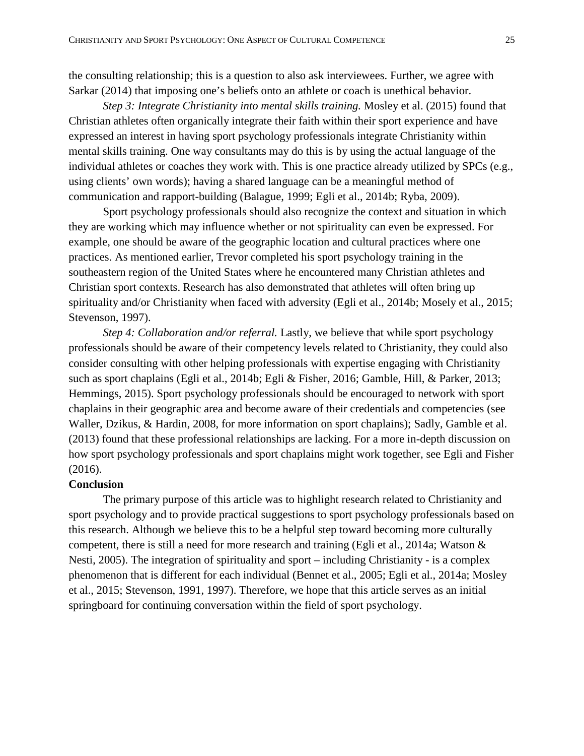the consulting relationship; this is a question to also ask interviewees. Further, we agree with Sarkar (2014) that imposing one's beliefs onto an athlete or coach is unethical behavior.

*Step 3: Integrate Christianity into mental skills training.* Mosley et al. (2015) found that Christian athletes often organically integrate their faith within their sport experience and have expressed an interest in having sport psychology professionals integrate Christianity within mental skills training. One way consultants may do this is by using the actual language of the individual athletes or coaches they work with. This is one practice already utilized by SPCs (e.g., using clients' own words); having a shared language can be a meaningful method of communication and rapport-building (Balague, 1999; Egli et al., 2014b; Ryba, 2009).

Sport psychology professionals should also recognize the context and situation in which they are working which may influence whether or not spirituality can even be expressed. For example, one should be aware of the geographic location and cultural practices where one practices. As mentioned earlier, Trevor completed his sport psychology training in the southeastern region of the United States where he encountered many Christian athletes and Christian sport contexts. Research has also demonstrated that athletes will often bring up spirituality and/or Christianity when faced with adversity (Egli et al., 2014b; Mosely et al., 2015; Stevenson, 1997).

*Step 4: Collaboration and/or referral.* Lastly, we believe that while sport psychology professionals should be aware of their competency levels related to Christianity, they could also consider consulting with other helping professionals with expertise engaging with Christianity such as sport chaplains (Egli et al., 2014b; Egli & Fisher, 2016; Gamble, Hill, & Parker, 2013; Hemmings, 2015). Sport psychology professionals should be encouraged to network with sport chaplains in their geographic area and become aware of their credentials and competencies (see Waller, Dzikus, & Hardin, 2008, for more information on sport chaplains); Sadly, Gamble et al. (2013) found that these professional relationships are lacking. For a more in-depth discussion on how sport psychology professionals and sport chaplains might work together, see Egli and Fisher (2016).

**Conclusion**

The primary purpose of this article was to highlight research related to Christianity and sport psychology and to provide practical suggestions to sport psychology professionals based on this research. Although we believe this to be a helpful step toward becoming more culturally competent, there is still a need for more research and training (Egli et al., 2014a; Watson & Nesti, 2005). The integration of spirituality and sport – including Christianity - is a complex phenomenon that is different for each individual (Bennet et al., 2005; Egli et al., 2014a; Mosley et al., 2015; Stevenson, 1991, 1997). Therefore, we hope that this article serves as an initial springboard for continuing conversation within the field of sport psychology.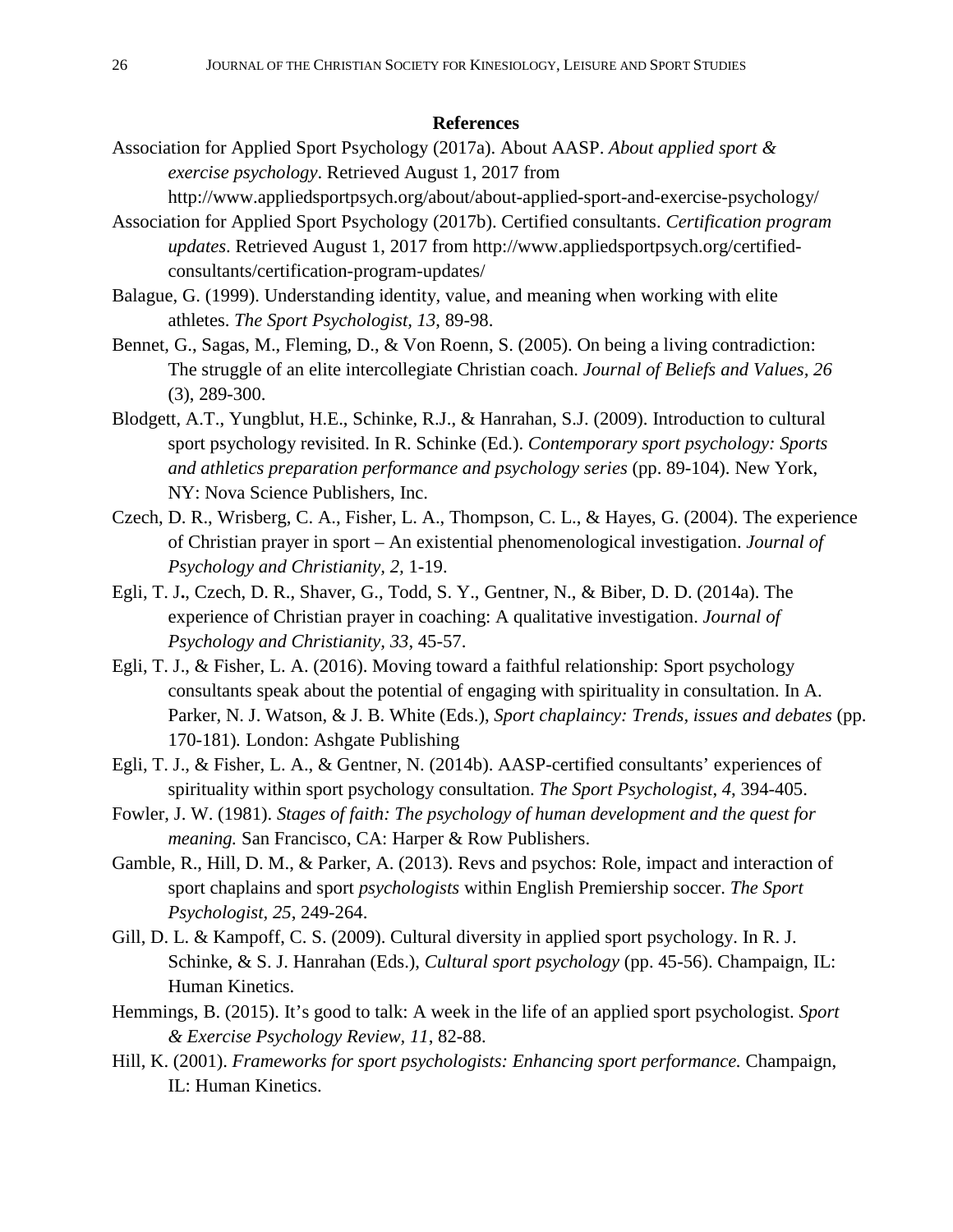## References

Association for Applied Sport Psychology (2017a). About AASP. *About applied sport & exercise psychology*. Retrieved August 1, 2017 from http://www.appliedsportpsych.org/about/about-applied-sport-and-exercise-psychology/

Association for Applied Sport Psychology (2017b). Certified consultants. *Certification program updates*. Retrieved August 1, 2017 from http://www.appliedsportpsych.org/certified-consultants/certification-program-updates/

Balague, G. (1999). Understanding identity, value, and meaning when working with elite athletes. *The Sport Psychologist, 13,* 89-98.

Bennet, G., Sagas, M., Fleming, D., & Von Roenn, S. (2005). On being a living contradiction: The struggle of an elite intercollegiate Christian coach. *Journal of Beliefs and Values, 26* (3), 289-300.

Blodgett, A.T., Yungblut, H.E., Schinke, R.J., & Hanrahan, S.J. (2009). Introduction to cultural sport psychology revisited. In R. Schinke (Ed.). *Contemporary sport psychology: Sports and athletics preparation performance and psychology series* (pp. 89-104). New York, NY: Nova Science Publishers, Inc.

Czech, D. R., Wrisberg, C. A., Fisher, L. A., Thompson, C. L., & Hayes, G. (2004). The experience of Christian prayer in sport – An existential phenomenological investigation. *Journal of Psychology and Christianity*, *2*, 1-19.

Egli, T. J**.**, Czech, D. R., Shaver, G., Todd, S. Y., Gentner, N., & Biber, D. D. (2014a). The experience of Christian prayer in coaching: A qualitative investigation. *Journal of Psychology and Christianity, 33*, 45-57.

Egli, T. J., & Fisher, L. A. (2016). Moving toward a faithful relationship: Sport psychology consultants speak about the potential of engaging with spirituality in consultation. In A. Parker, N. J. Watson, & J. B. White (Eds.), *Sport chaplaincy: Trends, issues and debates* (pp. 170-181)*.* London: Ashgate Publishing

Egli, T. J., & Fisher, L. A., & Gentner, N. (2014b). AASP-certified consultants' experiences of spirituality within sport psychology consultation. *The Sport Psychologist*, *4*, 394-405.

Fowler, J. W. (1981). *Stages of faith: The psychology of human development and the quest for meaning.* San Francisco, CA: Harper & Row Publishers.

Gamble, R., Hill, D. M., & Parker, A. (2013). Revs and psychos: Role, impact and interaction of sport chaplains and sport *psychologists* within English Premiership soccer. *The Sport Psychologist, 25*, 249-264.

Gill, D. L. & Kampoff, C. S. (2009). Cultural diversity in applied sport psychology. In R. J. Schinke, & S. J. Hanrahan (Eds.), *Cultural sport psychology* (pp. 45-56). Champaign, IL: Human Kinetics.

Hemmings, B. (2015). It's good to talk: A week in the life of an applied sport psychologist. *Sport & Exercise Psychology Review, 11*, 82-88.

Hill, K. (2001). *Frameworks for sport psychologists: Enhancing sport performance.* Champaign, IL: Human Kinetics.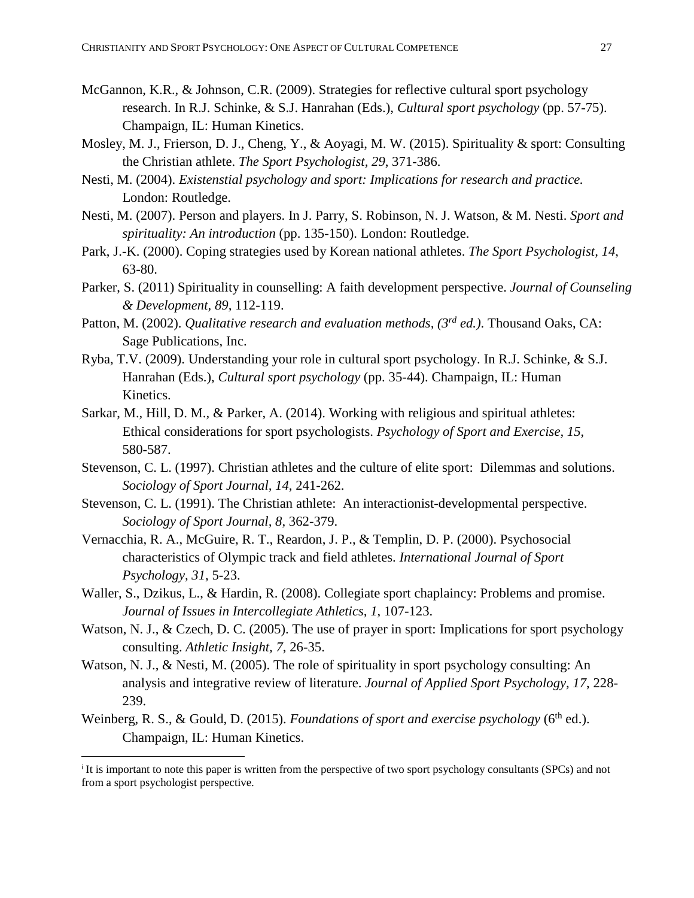McGannon, K.R., & Johnson, C.R. (2009). Strategies for reflective cultural sport psychology research. In R.J. Schinke, & S.J. Hanrahan (Eds.), *Cultural sport psychology* (pp. 57-75). Champaign, IL: Human Kinetics.

Mosley, M. J., Frierson, D. J., Cheng, Y., & Aoyagi, M. W. (2015). Spirituality & sport: Consulting the Christian athlete. *The Sport Psychologist, 29*, 371-386.

Nesti, M. (2004). *Existenstial psychology and sport: Implications for research and practice.* London: Routledge.

Nesti, M. (2007). Person and players. In J. Parry, S. Robinson, N. J. Watson, & M. Nesti. *Sport and spirituality: An introduction* (pp. 135-150). London: Routledge.

Park, J.-K. (2000). Coping strategies used by Korean national athletes. *The Sport Psychologist, 14*, 63-80.

Parker, S. (2011) Spirituality in counselling: A faith development perspective. *Journal of Counseling & Development, 89,* 112-119.

Patton, M. (2002). *Qualitative research and evaluation methods, (3rd ed.).* Thousand Oaks, CA: Sage Publications, Inc.

Ryba, T.V. (2009). Understanding your role in cultural sport psychology. In R.J. Schinke, & S.J. Hanrahan (Eds.), *Cultural sport psychology* (pp. 35-44). Champaign, IL: Human Kinetics.

Sarkar, M., Hill, D. M., & Parker, A. (2014). Working with religious and spiritual athletes: Ethical considerations for sport psychologists. *Psychology of Sport and Exercise, 15*, 580-587.

Stevenson, C. L. (1997). Christian athletes and the culture of elite sport: Dilemmas and solutions. *Sociology of Sport Journal, 14*, 241-262.

Stevenson, C. L. (1991). The Christian athlete: An interactionist-developmental perspective. *Sociology of Sport Journal, 8,* 362-379.

Vernacchia, R. A., McGuire, R. T., Reardon, J. P., & Templin, D. P. (2000). Psychosocial characteristics of Olympic track and field athletes. *International Journal of Sport Psychology, 31*, 5-23.

Waller, S., Dzikus, L., & Hardin, R. (2008). Collegiate sport chaplaincy: Problems and promise. *Journal of Issues in Intercollegiate Athletics, 1*, 107-123.

Watson, N. J., & Czech, D. C. (2005). The use of prayer in sport: Implications for sport psychology consulting. *Athletic Insight, 7*, 26-35.

Watson, N. J., & Nesti, M. (2005). The role of spirituality in sport psychology consulting: An analysis and integrative review of literature. *Journal of Applied Sport Psychology, 17*, 228-239.

Weinberg, R. S., & Gould, D. (2015). *Foundations of sport and exercise psychology* (6th ed.). Champaign, IL: Human Kinetics.

---

[i] It is important to note this paper is written from the perspective of two sport psychology consultants (SPCs) and not from a sport psychologist perspective.